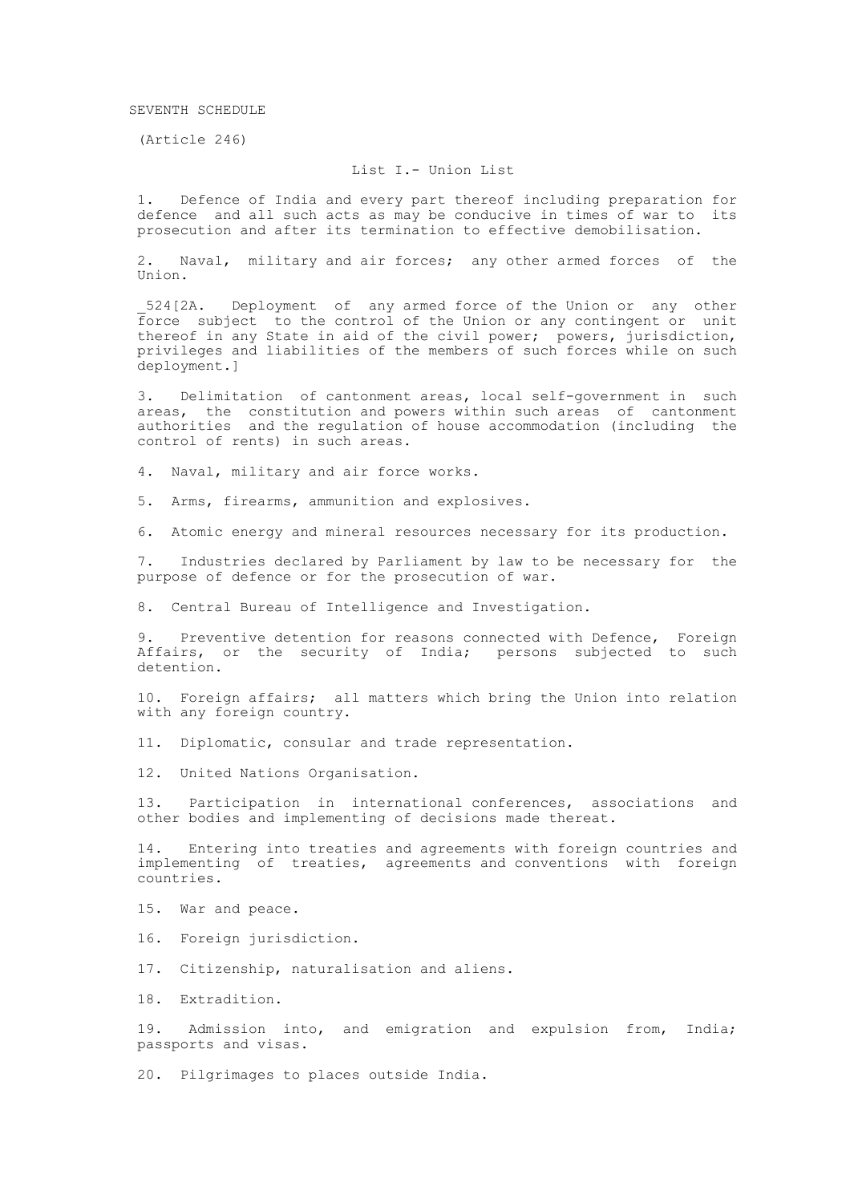SEVENTH SCHEDULE

(Article 246)

## List I.- Union List

1. Defence of India and every part thereof including preparation for defence and all such acts as may be conducive in times of war to its prosecution and after its termination to effective demobilisation.

2. Naval, military and air forces; any other armed forces of the Union.

_524[2A. Deployment of any armed force of the Union or any other force subject to the control of the Union or any contingent or unit thereof in any State in aid of the civil power; powers, jurisdiction, privileges and liabilities of the members of such forces while on such deployment.]

3. Delimitation of cantonment areas, local self-government in such areas, the constitution and powers within such areas of cantonment authorities and the regulation of house accommodation (including the control of rents) in such areas.

4. Naval, military and air force works.

5. Arms, firearms, ammunition and explosives.

6. Atomic energy and mineral resources necessary for its production.

7. Industries declared by Parliament by law to be necessary for the purpose of defence or for the prosecution of war.

8. Central Bureau of Intelligence and Investigation.

9. Preventive detention for reasons connected with Defence, Foreign Affairs, or the security of India; persons subjected to such detention.

10. Foreign affairs; all matters which bring the Union into relation with any foreign country.

11. Diplomatic, consular and trade representation.

12. United Nations Organisation.

13. Participation in international conferences, associations and other bodies and implementing of decisions made thereat.

14. Entering into treaties and agreements with foreign countries and implementing of treaties, agreements and conventions with foreign countries.

15. War and peace.

16. Foreign jurisdiction.

17. Citizenship, naturalisation and aliens.

18. Extradition.

19. Admission into, and emigration and expulsion from, India; passports and visas.

20. Pilgrimages to places outside India.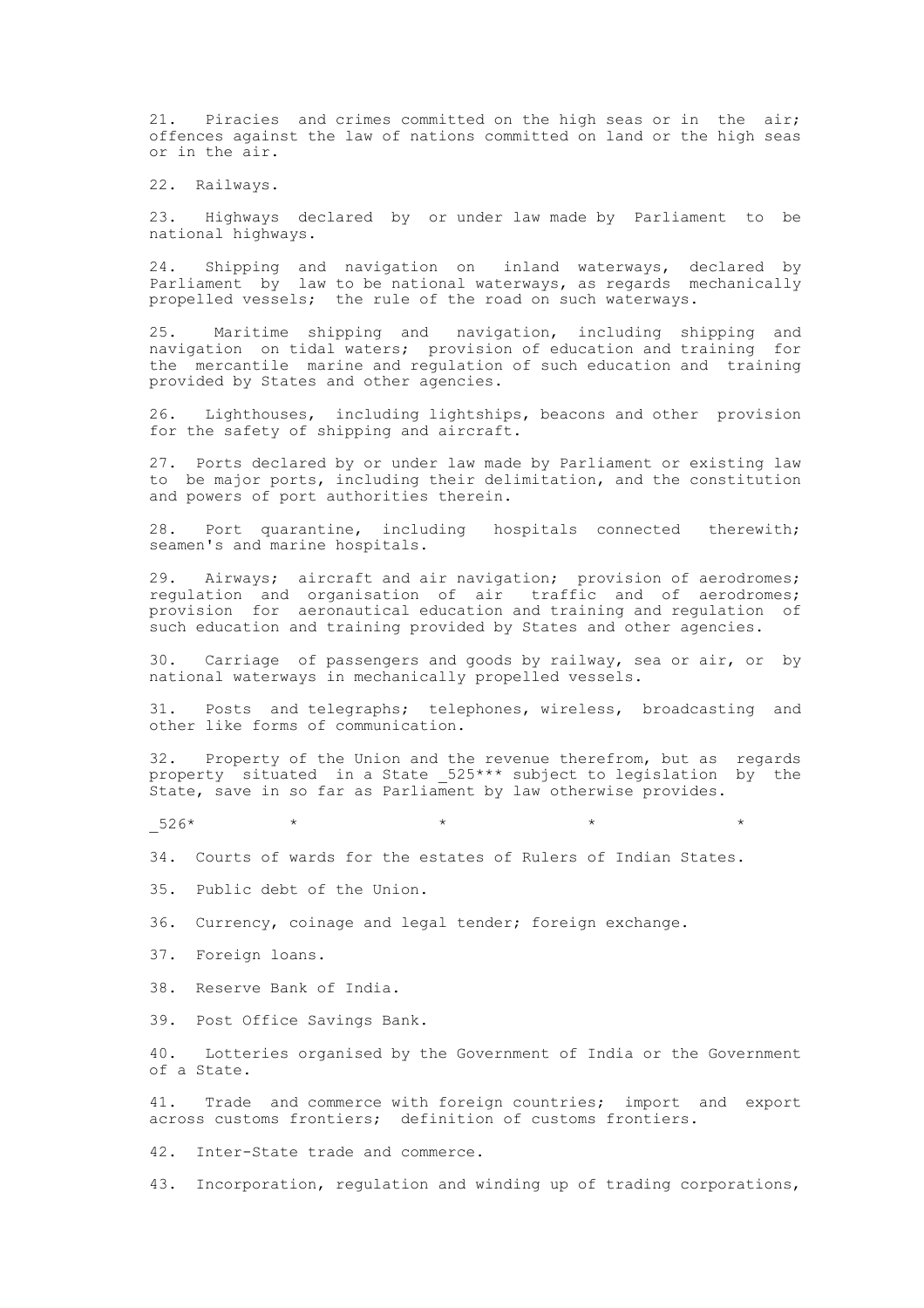21. Piracies and crimes committed on the high seas or in the air; offences against the law of nations committed on land or the high seas or in the air.

22. Railways.

23. Highways declared by or under law made by Parliament to be national highways.

24. Shipping and navigation on inland waterways, declared by Parliament by law to be national waterways, as regards mechanically propelled vessels; the rule of the road on such waterways.

25. Maritime shipping and navigation, including shipping and navigation on tidal waters; provision of education and training for the mercantile marine and regulation of such education and training provided by States and other agencies.

26. Lighthouses, including lightships, beacons and other provision for the safety of shipping and aircraft.

27. Ports declared by or under law made by Parliament or existing law to be major ports, including their delimitation, and the constitution and powers of port authorities therein.

28. Port quarantine, including hospitals connected therewith; seamen's and marine hospitals.

29. Airways; aircraft and air navigation; provision of aerodromes; regulation and organisation of air traffic and of aerodromes; provision for aeronautical education and training and regulation of such education and training provided by States and other agencies.

30. Carriage of passengers and goods by railway, sea or air, or by national waterways in mechanically propelled vessels.

31. Posts and telegraphs; telephones, wireless, broadcasting and other like forms of communication.

32. Property of the Union and the revenue therefrom, but as regards property situated in a State _525*** subject to legislation by the State, save in so far as Parliament by law otherwise provides.

_526* * * * *

34. Courts of wards for the estates of Rulers of Indian States.

35. Public debt of the Union.

36. Currency, coinage and legal tender; foreign exchange.

37. Foreign loans.

38. Reserve Bank of India.

39. Post Office Savings Bank.

40. Lotteries organised by the Government of India or the Government of a State.

41. Trade and commerce with foreign countries; import and export across customs frontiers; definition of customs frontiers.

42. Inter-State trade and commerce.

43. Incorporation, regulation and winding up of trading corporations,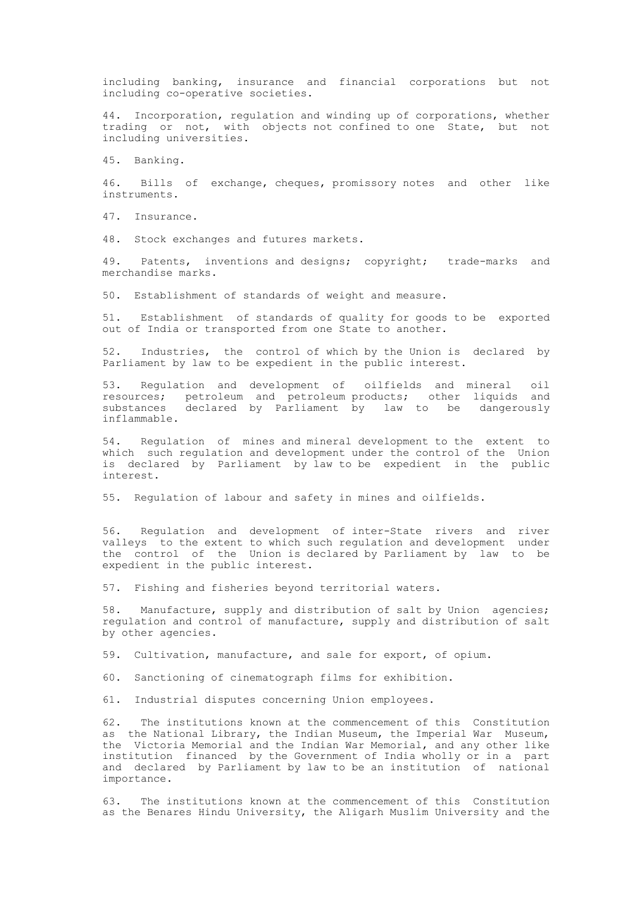including banking, insurance and financial corporations but not including co-operative societies.

44. Incorporation, regulation and winding up of corporations, whether trading or not, with objects not confined to one State, but not including universities.

45. Banking.

46. Bills of exchange, cheques, promissory notes and other like instruments.

47. Insurance.

48. Stock exchanges and futures markets.

49. Patents, inventions and designs; copyright; trade-marks and merchandise marks.

50. Establishment of standards of weight and measure.

51. Establishment of standards of quality for goods to be exported out of India or transported from one State to another.

52. Industries, the control of which by the Union is declared by Parliament by law to be expedient in the public interest.

53. Regulation and development of oilfields and mineral oil resources; petroleum and petroleum products; other liquids and substances declared by Parliament by law to be dangerously inflammable.

54. Regulation of mines and mineral development to the extent to which such regulation and development under the control of the Union is declared by Parliament by law to be expedient in the public interest.

55. Regulation of labour and safety in mines and oilfields.

56. Regulation and development of inter-State rivers and river valleys to the extent to which such regulation and development under the control of the Union is declared by Parliament by law to be expedient in the public interest.

57. Fishing and fisheries beyond territorial waters.

58. Manufacture, supply and distribution of salt by Union agencies; regulation and control of manufacture, supply and distribution of salt by other agencies.

59. Cultivation, manufacture, and sale for export, of opium.

60. Sanctioning of cinematograph films for exhibition.

61. Industrial disputes concerning Union employees.

62. The institutions known at the commencement of this Constitution as the National Library, the Indian Museum, the Imperial War Museum, the Victoria Memorial and the Indian War Memorial, and any other like institution financed by the Government of India wholly or in a part and declared by Parliament by law to be an institution of national importance.

63. The institutions known at the commencement of this Constitution as the Benares Hindu University, the Aligarh Muslim University and the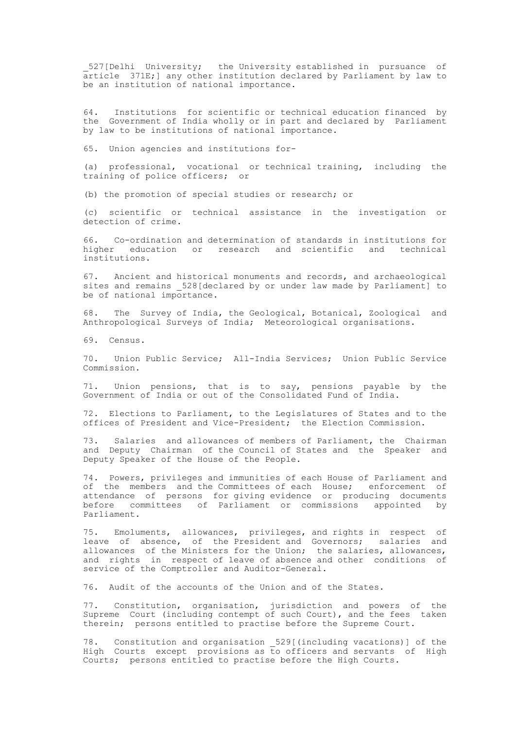_527[Delhi University; the University established in pursuance of article 371E;] any other institution declared by Parliament by law to be an institution of national importance.

64. Institutions for scientific or technical education financed by the Government of India wholly or in part and declared by Parliament by law to be institutions of national importance.

65. Union agencies and institutions for-

(a) professional, vocational or technical training, including the training of police officers; or

(b) the promotion of special studies or research; or

(c) scientific or technical assistance in the investigation or detection of crime.

66. Co-ordination and determination of standards in institutions for higher education or research and scientific and technical institutions.

67. Ancient and historical monuments and records, and archaeological sites and remains _528[declared by or under law made by Parliament] to be of national importance.

68. The Survey of India, the Geological, Botanical, Zoological and Anthropological Surveys of India; Meteorological organisations.

69. Census.

70. Union Public Service; All-India Services; Union Public Service Commission.

71. Union pensions, that is to say, pensions payable by the Government of India or out of the Consolidated Fund of India.

72. Elections to Parliament, to the Legislatures of States and to the offices of President and Vice-President; the Election Commission.

73. Salaries and allowances of members of Parliament, the Chairman and Deputy Chairman of the Council of States and the Speaker and Deputy Speaker of the House of the People.

74. Powers, privileges and immunities of each House of Parliament and of the members and the Committees of each House; enforcement of attendance of persons for giving evidence or producing documents before committees of Parliament or commissions appointed by Parliament.

75. Emoluments, allowances, privileges, and rights in respect of leave of absence, of the President and Governors; salaries and allowances of the Ministers for the Union; the salaries, allowances, and rights in respect of leave of absence and other conditions of service of the Comptroller and Auditor-General.

76. Audit of the accounts of the Union and of the States.

77. Constitution, organisation, jurisdiction and powers of the Supreme Court (including contempt of such Court), and the fees taken therein; persons entitled to practise before the Supreme Court.

78. Constitution and organisation _529[(including vacations)] of the High Courts except provisions as to officers and servants of High Courts; persons entitled to practise before the High Courts.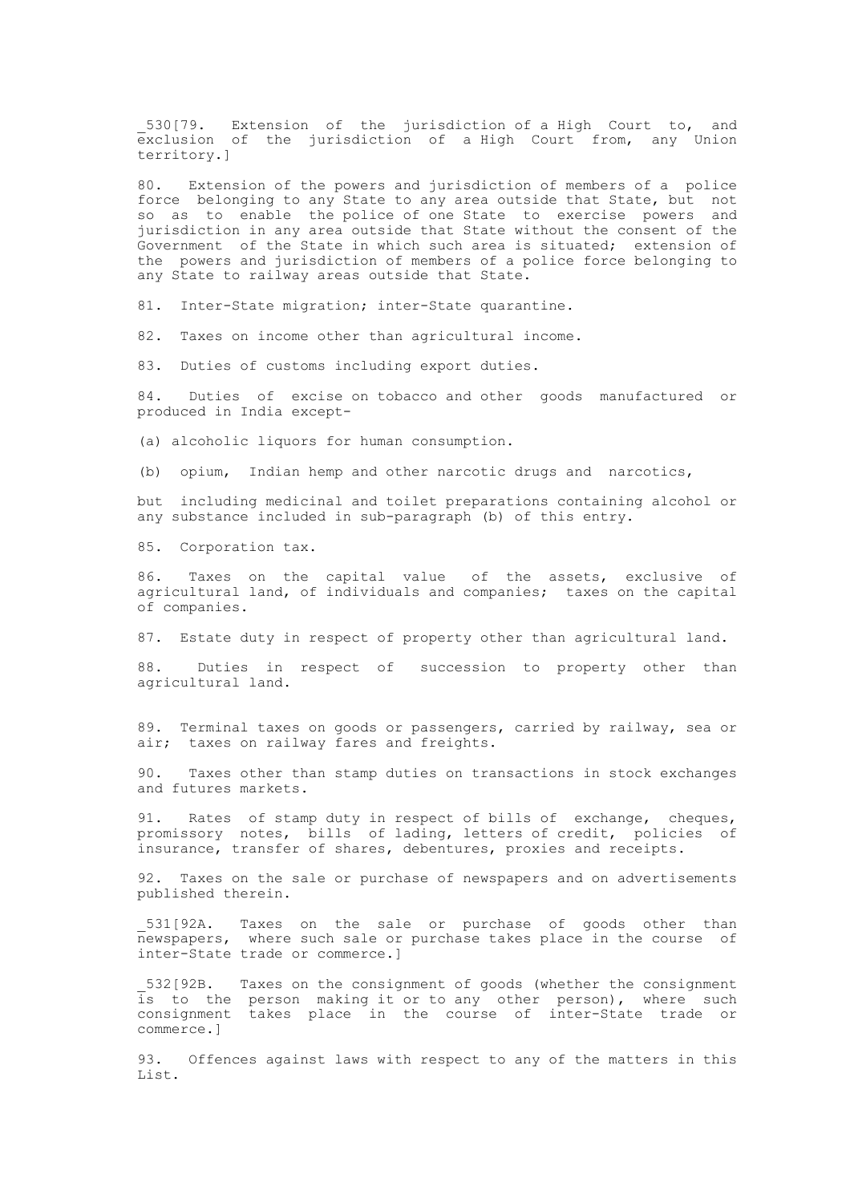_530[79. Extension of the jurisdiction of a High Court to, and exclusion of the jurisdiction of a High Court from, any Union territory.]

80. Extension of the powers and jurisdiction of members of a police force belonging to any State to any area outside that State, but not so as to enable the police of one State to exercise powers and jurisdiction in any area outside that State without the consent of the Government of the State in which such area is situated; extension of the powers and jurisdiction of members of a police force belonging to any State to railway areas outside that State.

81. Inter-State migration; inter-State quarantine.

82. Taxes on income other than agricultural income.

83. Duties of customs including export duties.

84. Duties of excise on tobacco and other goods manufactured or produced in India except-

(a) alcoholic liquors for human consumption.

(b) opium, Indian hemp and other narcotic drugs and narcotics,

but including medicinal and toilet preparations containing alcohol or any substance included in sub-paragraph (b) of this entry.

85. Corporation tax.

86. Taxes on the capital value of the assets, exclusive of agricultural land, of individuals and companies; taxes on the capital of companies.

87. Estate duty in respect of property other than agricultural land.

88. Duties in respect of succession to property other than agricultural land.

89. Terminal taxes on goods or passengers, carried by railway, sea or air; taxes on railway fares and freights.

90. Taxes other than stamp duties on transactions in stock exchanges and futures markets.

91. Rates of stamp duty in respect of bills of exchange, cheques, promissory notes, bills of lading, letters of credit, policies of insurance, transfer of shares, debentures, proxies and receipts.

92. Taxes on the sale or purchase of newspapers and on advertisements published therein.

_531[92A. Taxes on the sale or purchase of goods other than newspapers, where such sale or purchase takes place in the course of inter-State trade or commerce.]

_532[92B. Taxes on the consignment of goods (whether the consignment is to the person making it or to any other person), where such consignment takes place in the course of inter-State trade or commerce.]

93. Offences against laws with respect to any of the matters in this List.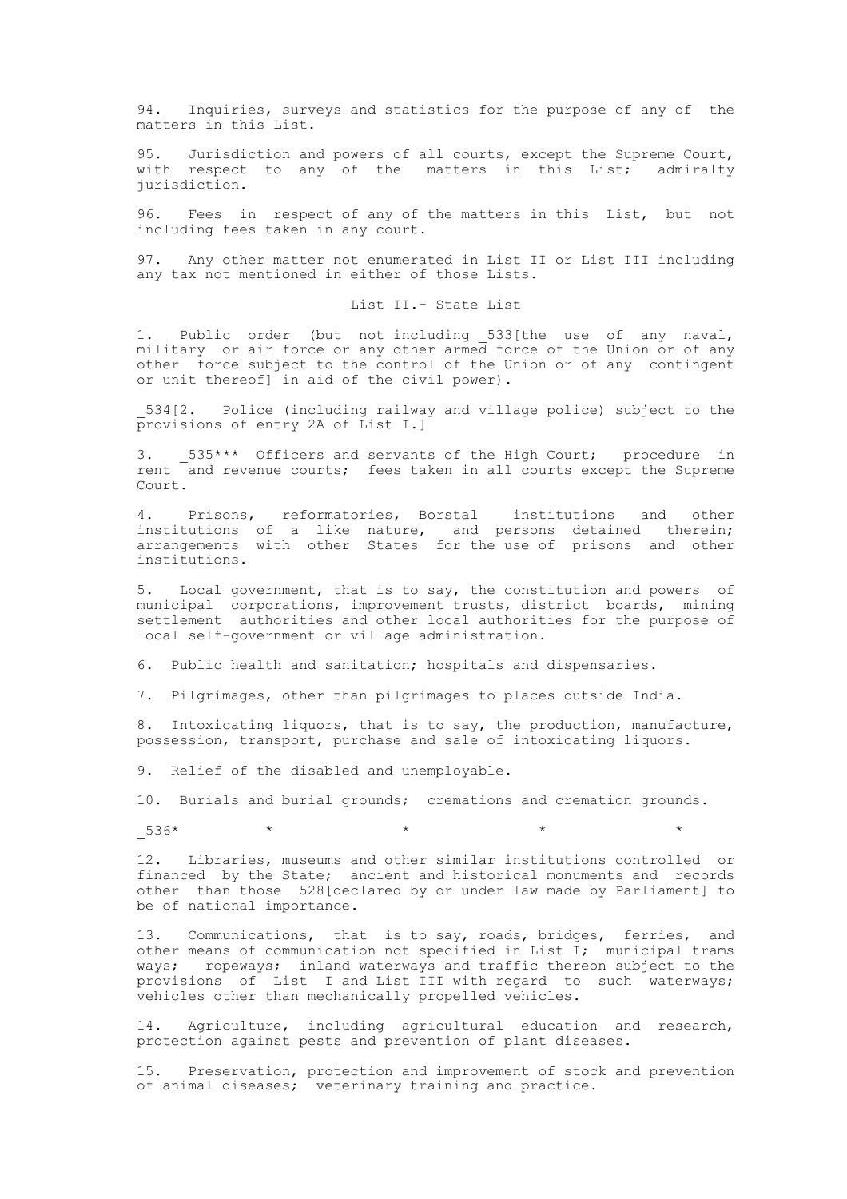94. Inquiries, surveys and statistics for the purpose of any of the matters in this List.

95. Jurisdiction and powers of all courts, except the Supreme Court, with respect to any of the matters in this List; admiralty jurisdiction.

96. Fees in respect of any of the matters in this List, but not including fees taken in any court.

97. Any other matter not enumerated in List II or List III including any tax not mentioned in either of those Lists.

## List II.- State List

1. Public order (but not including _533[the use of any naval, military or air force or any other armed force of the Union or of any other force subject to the control of the Union or of any contingent or unit thereof] in aid of the civil power).

_534[2. Police (including railway and village police) subject to the provisions of entry 2A of List I.]

3. _535*** Officers and servants of the High Court; procedure in rent and revenue courts; fees taken in all courts except the Supreme Court.

4. Prisons, reformatories, Borstal institutions and other institutions of a like nature, and persons detained therein; arrangements with other States for the use of prisons and other institutions.

5. Local government, that is to say, the constitution and powers of municipal corporations, improvement trusts, district boards, mining settlement authorities and other local authorities for the purpose of local self-government or village administration.

6. Public health and sanitation; hospitals and dispensaries.

7. Pilgrimages, other than pilgrimages to places outside India.

8. Intoxicating liquors, that is to say, the production, manufacture, possession, transport, purchase and sale of intoxicating liquors.

9. Relief of the disabled and unemployable.

10. Burials and burial grounds; cremations and cremation grounds.

_536* * * * *

12. Libraries, museums and other similar institutions controlled or financed by the State; ancient and historical monuments and records other than those _528[declared by or under law made by Parliament] to be of national importance.

13. Communications, that is to say, roads, bridges, ferries, and other means of communication not specified in List I; municipal trams ways; ropeways; inland waterways and traffic thereon subject to the provisions of List I and List III with regard to such waterways; vehicles other than mechanically propelled vehicles.

14. Agriculture, including agricultural education and research, protection against pests and prevention of plant diseases.

15. Preservation, protection and improvement of stock and prevention of animal diseases; veterinary training and practice.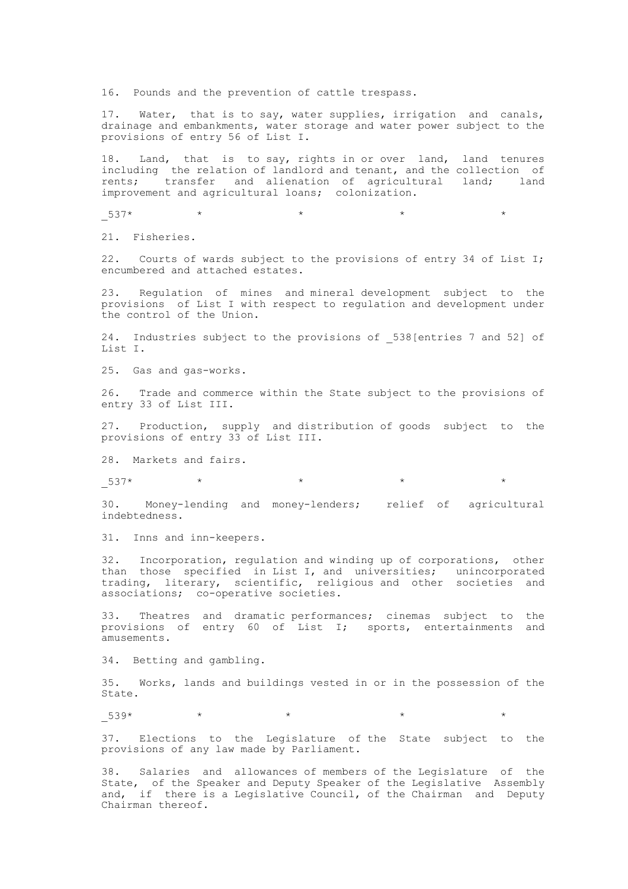16. Pounds and the prevention of cattle trespass.

17. Water, that is to say, water supplies, irrigation and canals, drainage and embankments, water storage and water power subject to the provisions of entry 56 of List I.

18. Land, that is to say, rights in or over land, land tenures including the relation of landlord and tenant, and the collection of rents; transfer and alienation of agricultural land; land improvement and agricultural loans; colonization.

_537* * * * *

21. Fisheries.

22. Courts of wards subject to the provisions of entry 34 of List I; encumbered and attached estates.

23. Regulation of mines and mineral development subject to the provisions of List I with respect to regulation and development under the control of the Union.

24. Industries subject to the provisions of _538[entries 7 and 52] of List I.

25. Gas and gas-works.

26. Trade and commerce within the State subject to the provisions of entry 33 of List III.

27. Production, supply and distribution of goods subject to the provisions of entry 33 of List III.

28. Markets and fairs.

_537* * * * *

30. Money-lending and money-lenders; relief of agricultural indebtedness.

31. Inns and inn-keepers.

32. Incorporation, regulation and winding up of corporations, other than those specified in List I, and universities; unincorporated trading, literary, scientific, religious and other societies and associations; co-operative societies.

33. Theatres and dramatic performances; cinemas subject to the provisions of entry 60 of List I; sports, entertainments and amusements.

34. Betting and gambling.

35. Works, lands and buildings vested in or in the possession of the State.

_539* * * * *

37. Elections to the Legislature of the State subject to the provisions of any law made by Parliament.

38. Salaries and allowances of members of the Legislature of the State, of the Speaker and Deputy Speaker of the Legislative Assembly and, if there is a Legislative Council, of the Chairman and Deputy Chairman thereof.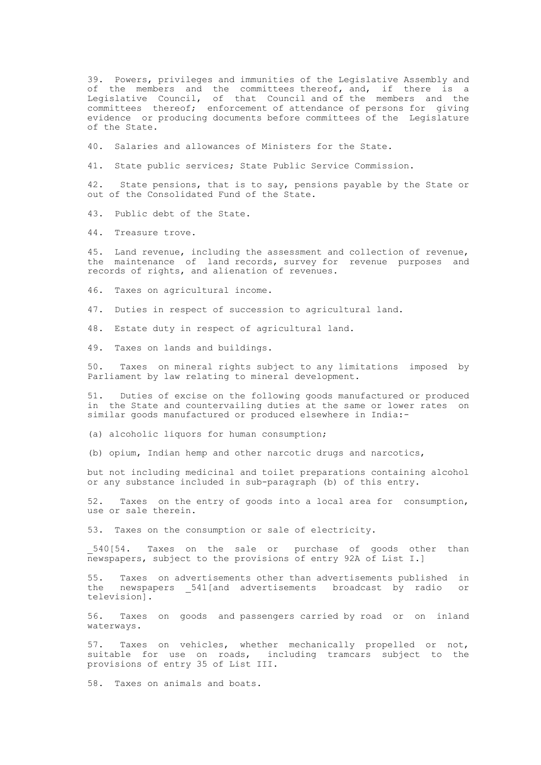39. Powers, privileges and immunities of the Legislative Assembly and of the members and the committees thereof, and, if there is a Legislative Council, of that Council and of the members and the committees thereof; enforcement of attendance of persons for giving evidence or producing documents before committees of the Legislature of the State.

40. Salaries and allowances of Ministers for the State.

41. State public services; State Public Service Commission.

42. State pensions, that is to say, pensions payable by the State or out of the Consolidated Fund of the State.

43. Public debt of the State.

44. Treasure trove.

45. Land revenue, including the assessment and collection of revenue, the maintenance of land records, survey for revenue purposes and records of rights, and alienation of revenues.

46. Taxes on agricultural income.

47. Duties in respect of succession to agricultural land.

48. Estate duty in respect of agricultural land.

49. Taxes on lands and buildings.

50. Taxes on mineral rights subject to any limitations imposed by Parliament by law relating to mineral development.

51. Duties of excise on the following goods manufactured or produced in the State and countervailing duties at the same or lower rates on similar goods manufactured or produced elsewhere in India:-

(a) alcoholic liquors for human consumption;

(b) opium, Indian hemp and other narcotic drugs and narcotics,

but not including medicinal and toilet preparations containing alcohol or any substance included in sub-paragraph (b) of this entry.

52. Taxes on the entry of goods into a local area for consumption, use or sale therein.

53. Taxes on the consumption or sale of electricity.

_540[54. Taxes on the sale or purchase of goods other than newspapers, subject to the provisions of entry 92A of List I.]

55. Taxes on advertisements other than advertisements published in the newspapers _541[and advertisements broadcast by radio or television].

56. Taxes on goods and passengers carried by road or on inland waterways.

57. Taxes on vehicles, whether mechanically propelled or not, suitable for use on roads, including tramcars subject to the provisions of entry 35 of List III.

58. Taxes on animals and boats.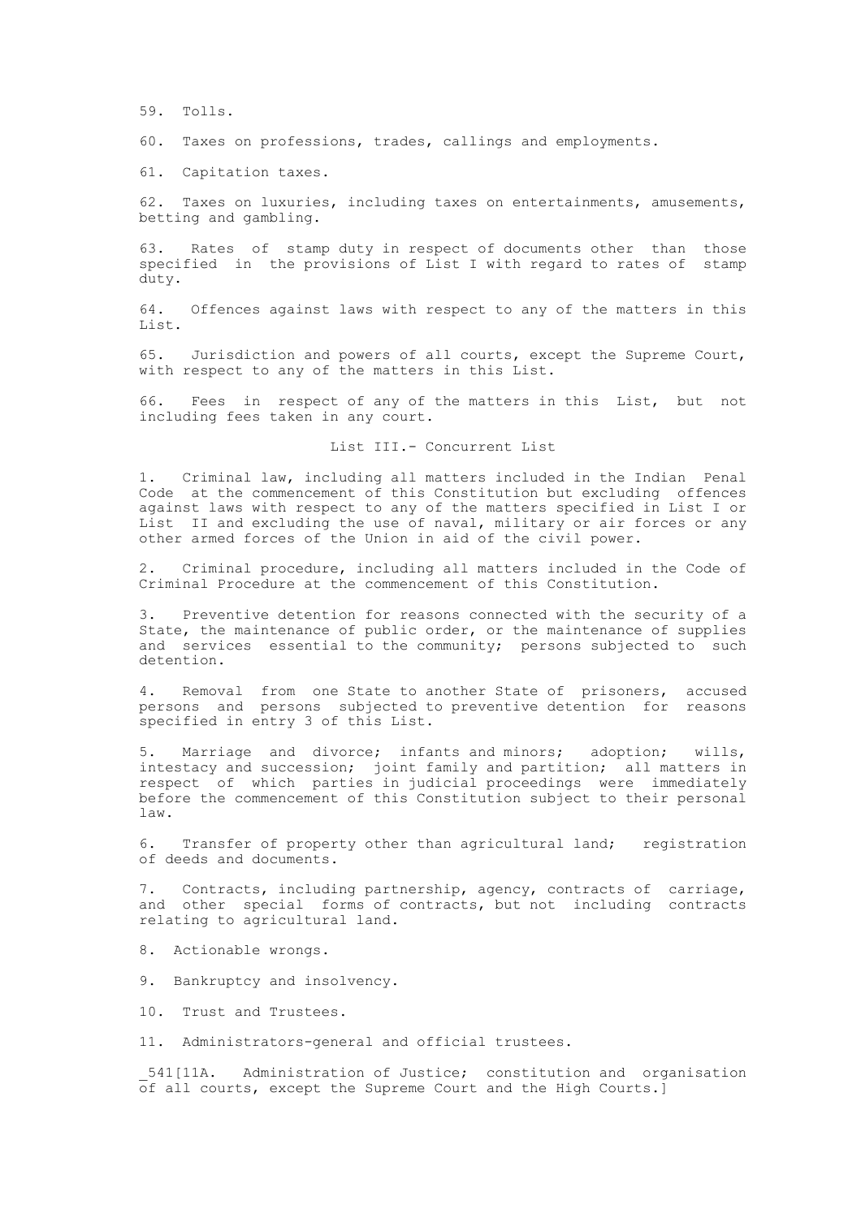59. Tolls.

60. Taxes on professions, trades, callings and employments.

61. Capitation taxes.

62. Taxes on luxuries, including taxes on entertainments, amusements, betting and gambling.

63. Rates of stamp duty in respect of documents other than those specified in the provisions of List I with regard to rates of stamp duty.

64. Offences against laws with respect to any of the matters in this List.

65. Jurisdiction and powers of all courts, except the Supreme Court, with respect to any of the matters in this List.

66. Fees in respect of any of the matters in this List, but not including fees taken in any court.

## List III.- Concurrent List

1. Criminal law, including all matters included in the Indian Penal Code at the commencement of this Constitution but excluding offences against laws with respect to any of the matters specified in List I or List II and excluding the use of naval, military or air forces or any other armed forces of the Union in aid of the civil power.

2. Criminal procedure, including all matters included in the Code of Criminal Procedure at the commencement of this Constitution.

3. Preventive detention for reasons connected with the security of a State, the maintenance of public order, or the maintenance of supplies and services essential to the community; persons subjected to such detention.

4. Removal from one State to another State of prisoners, accused persons and persons subjected to preventive detention for reasons specified in entry 3 of this List.

5. Marriage and divorce; infants and minors; adoption; wills, intestacy and succession; joint family and partition; all matters in respect of which parties in judicial proceedings were immediately before the commencement of this Constitution subject to their personal law.

6. Transfer of property other than agricultural land; registration of deeds and documents.

7. Contracts, including partnership, agency, contracts of carriage, and other special forms of contracts, but not including contracts relating to agricultural land.

8. Actionable wrongs.

9. Bankruptcy and insolvency.

10. Trust and Trustees.

11. Administrators-general and official trustees.

_541[11A. Administration of Justice; constitution and organisation of all courts, except the Supreme Court and the High Courts.]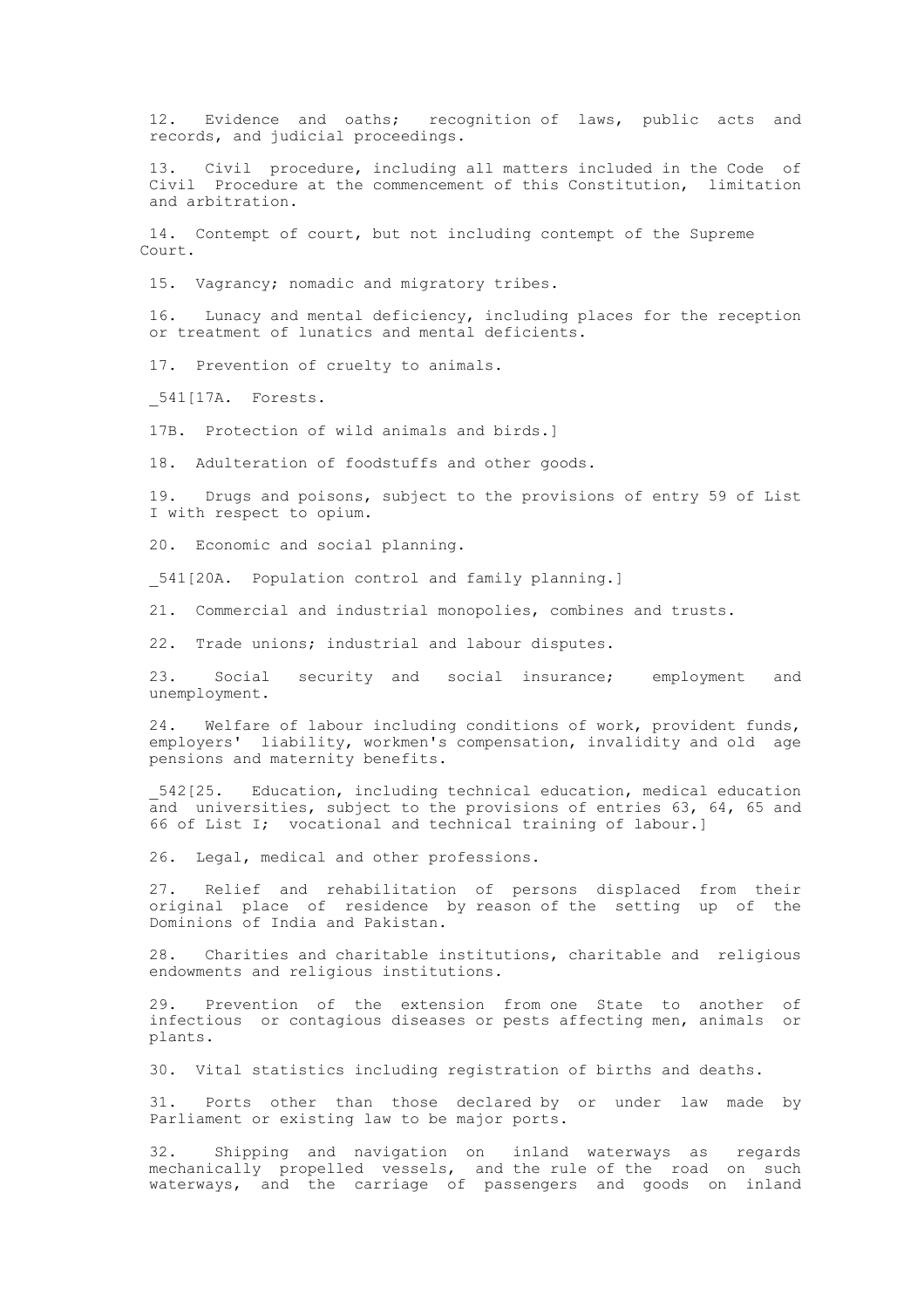12. Evidence and oaths; recognition of laws, public acts and records, and judicial proceedings.

13. Civil procedure, including all matters included in the Code of Civil Procedure at the commencement of this Constitution, limitation and arbitration.

14. Contempt of court, but not including contempt of the Supreme Court.

15. Vagrancy; nomadic and migratory tribes.

16. Lunacy and mental deficiency, including places for the reception or treatment of lunatics and mental deficients.

17. Prevention of cruelty to animals.

_541[17A. Forests.

17B. Protection of wild animals and birds.]

18. Adulteration of foodstuffs and other goods.

19. Drugs and poisons, subject to the provisions of entry 59 of List I with respect to opium.

20. Economic and social planning.

_541[20A. Population control and family planning.]

21. Commercial and industrial monopolies, combines and trusts.

22. Trade unions; industrial and labour disputes.

23. Social security and social insurance; employment and unemployment.

24. Welfare of labour including conditions of work, provident funds, employers' liability, workmen's compensation, invalidity and old age pensions and maternity benefits.

_542[25. Education, including technical education, medical education and universities, subject to the provisions of entries 63, 64, 65 and 66 of List I; vocational and technical training of labour.]

26. Legal, medical and other professions.

27. Relief and rehabilitation of persons displaced from their original place of residence by reason of the setting up of the Dominions of India and Pakistan.

28. Charities and charitable institutions, charitable and religious endowments and religious institutions.

29. Prevention of the extension from one State to another of infectious or contagious diseases or pests affecting men, animals or plants.

30. Vital statistics including registration of births and deaths.

31. Ports other than those declared by or under law made by Parliament or existing law to be major ports.

32. Shipping and navigation on inland waterways as regards mechanically propelled vessels, and the rule of the road on such waterways, and the carriage of passengers and goods on inland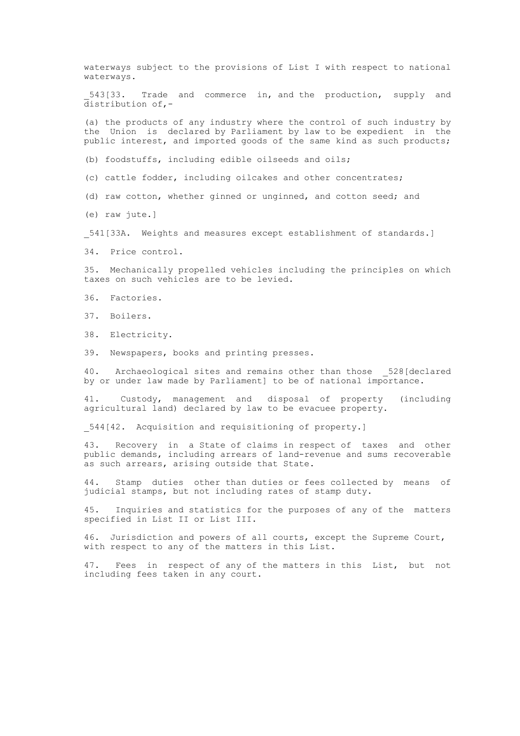waterways subject to the provisions of List I with respect to national waterways.

_543[33. Trade and commerce in, and the production, supply and distribution of,-

(a) the products of any industry where the control of such industry by the Union is declared by Parliament by law to be expedient in the public interest, and imported goods of the same kind as such products;

(b) foodstuffs, including edible oilseeds and oils;

(c) cattle fodder, including oilcakes and other concentrates;

(d) raw cotton, whether ginned or unginned, and cotton seed; and

(e) raw jute.]

_541[33A. Weights and measures except establishment of standards.]

34. Price control.

35. Mechanically propelled vehicles including the principles on which taxes on such vehicles are to be levied.

36. Factories.

37. Boilers.

38. Electricity.

39. Newspapers, books and printing presses.

40. Archaeological sites and remains other than those _528[declared by or under law made by Parliament] to be of national importance.

41. Custody, management and disposal of property (including agricultural land) declared by law to be evacuee property.

_544[42. Acquisition and requisitioning of property.]

43. Recovery in a State of claims in respect of taxes and other public demands, including arrears of land-revenue and sums recoverable as such arrears, arising outside that State.

44. Stamp duties other than duties or fees collected by means of judicial stamps, but not including rates of stamp duty.

45. Inquiries and statistics for the purposes of any of the matters specified in List II or List III.

46. Jurisdiction and powers of all courts, except the Supreme Court, with respect to any of the matters in this List.

47. Fees in respect of any of the matters in this List, but not including fees taken in any court.